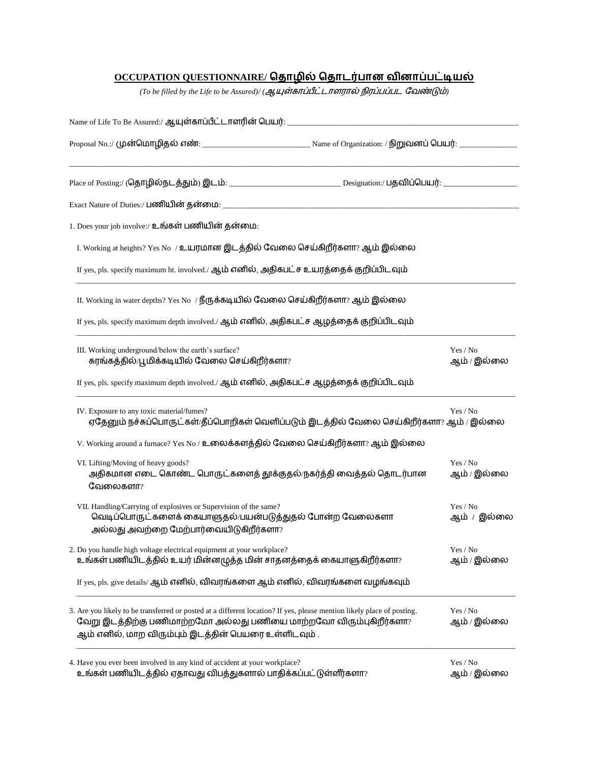## **OCCUPATION QUESTIONNAIRE/ தொழில் தொடர்பான வினாப்பட்டியல்**

*(To be filled by the Life to be Assured)/ (ஆயுள்காப்பீட்டாளரால் நிரப்பப்பட வேண்டும்)*

Name of Life To Be Assured:/ ஆயுள்காப்பீட்டாளரின் பெயர்: ____________________

Proposal No.:/ முன்மொழிதல் எண்: ____________________ Name of Organization: / நிறுவனப் பெயர்: ____________________

____________________________________________________________

Place of Posting:/ (தொழில்நடத்தும்) இடம்: ____________________ Designation:/ பதவிப்பெயர்: ____________________

Exact Nature of Duties:/ பணியின் தன்மை: ____________________

1. Does your job involve:/ உங்கள் பணியின் தன்மை:

   I. Working at heights? Yes No / உயரமான இடத்தில் வேலை செய்கிறீர்களா? ஆம் இல்லை

   If yes, pls. specify maximum ht. involved./ ஆம் எனில், அதிகபட்ச உயரத்தைக் குறிப்பிடவும்

   ____________________________________________________________

   II. Working in water depths? Yes No / நீருக்கடியில் வேலை செய்கிறீர்களா? ஆம் இல்லை

   If yes, pls. specify maximum depth involved./ ஆம் எனில், அதிகபட்ச ஆழத்தைக் குறிப்பிடவும்

   ____________________________________________________________

   III. Working underground/below the earth's surface? Yes / No
   சுரங்கத்தில்/பூமிக்கடியில் வேலை செய்கிறீர்களா? ஆம் / இல்லை

   If yes, pls. specify maximum depth involved./ ஆம் எனில், அதிகபட்ச ஆழத்தைக் குறிப்பிடவும்

   ____________________________________________________________

   IV. Exposure to any toxic material/fumes? Yes / No
   ஏதேனும் நச்சுப்பொருட்கள்/தீப்பொறிகள் வெளிப்படும் இடத்தில் வேலை செய்கிறீர்களா? ஆம் / இல்லை

   V. Working around a furnace? Yes No / உலைக்களத்தில் வேலை செய்கிறீர்களா? ஆம் இல்லை

   VI. Lifting/Moving of heavy goods? Yes / No
   அதிகமான எடை கொண்ட பொருட்களைத் தூக்குதல்/நகர்த்தி வைத்தல் தொடர்பான வேலைகளா? ஆம் / இல்லை

   VII. Handling/Carrying of explosives or Supervision of the same? Yes / No
   வெடிப்பொருட்களைக் கையாளுதல்/பயன்படுத்துதல் போன்ற வேலைகளா அல்லது அவற்றை மேற்பார்வையிடுகிறீர்களா? ஆம் / இல்லை

2. Do you handle high voltage electrical equipment at your workplace? Yes / No
உங்கள் பணியிடத்தில் உயர் மின்னழுத்த மின் சாதனத்தைக் கையாளுகிறீர்களா? ஆம் / இல்லை

   If yes, pls. give details/ ஆம் எனில், விவரங்களை ஆம் எனில், விவரங்களை வழங்கவும்

   ____________________________________________________________

3. Are you likely to be transferred or posted at a different location? If yes, please mention likely place of posting. Yes / No
வேறு இடத்திற்கு பணிமாற்றமோ அல்லது பணியை மாற்றவோ விரும்புகிறீர்களா? ஆம் / இல்லை
ஆம் எனில், மாற விரும்பும் இடத்தின் பெயரை உள்ளிடவும் .

   ____________________________________________________________

4. Have you ever been involved in any kind of accident at your workplace? Yes / No
உங்கள் பணியிடத்தில் ஏதாவது விபத்துகளால் பாதிக்கப்பட்டுள்ளீர்களா? ஆம் / இல்லை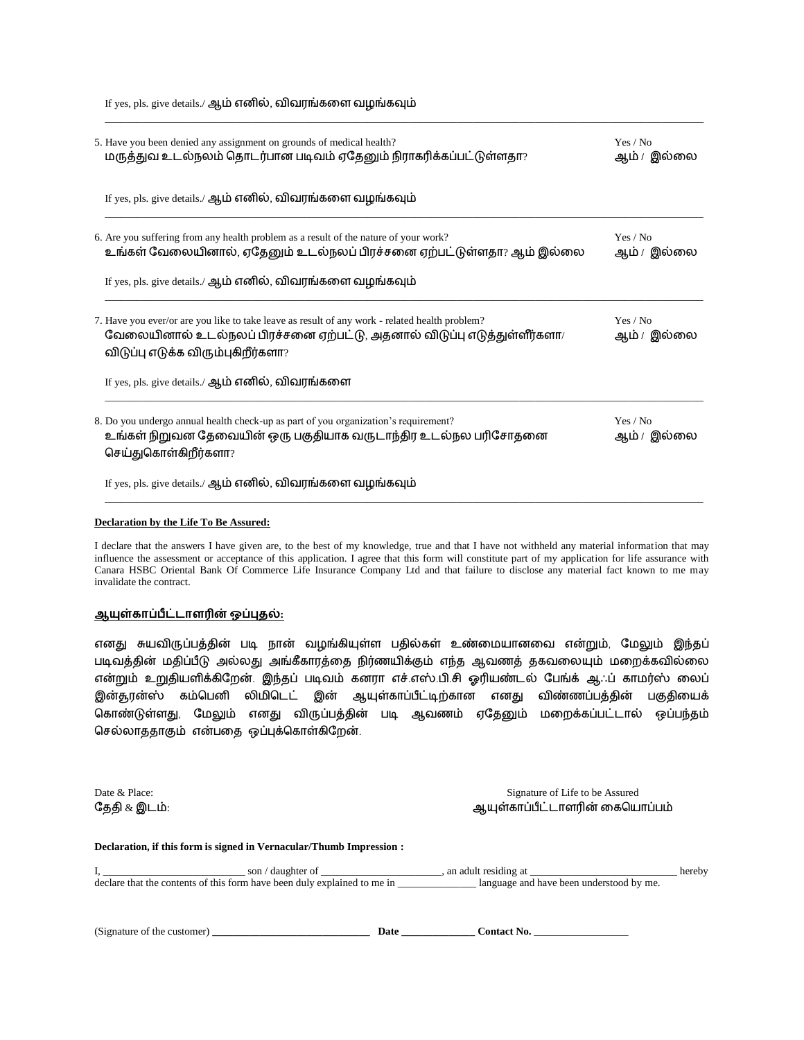If yes, pls. give details./ ஆம் எனில், விவரங்களை வழங்கவும்

\_\_\_\_\_\_\_\_\_\_\_\_\_\_\_\_\_\_\_\_\_\_\_\_\_\_\_\_\_\_\_\_\_\_\_\_\_\_\_\_\_\_\_\_\_\_\_\_\_\_\_\_\_\_\_\_\_\_\_\_\_\_\_\_\_\_\_\_\_\_

5. Have you been denied any assignment on grounds of medical health? — Yes / No
மருத்துவ உடல்நலம் தொடர்பான படிவம் ஏதேனும் நிராகரிக்கப்பட்டுள்ளதா? — ஆம் / இல்லை

If yes, pls. give details./ ஆம் எனில், விவரங்களை வழங்கவும்

\_\_\_\_\_\_\_\_\_\_\_\_\_\_\_\_\_\_\_\_\_\_\_\_\_\_\_\_\_\_\_\_\_\_\_\_\_\_\_\_\_\_\_\_\_\_\_\_\_\_\_\_\_\_\_\_\_\_\_\_\_\_\_\_\_\_\_\_\_\_

6. Are you suffering from any health problem as a result of the nature of your work? — Yes / No
உங்கள் வேலையினால், ஏதேனும் உடல்நலப் பிரச்சனை ஏற்பட்டுள்ளதா? ஆம் இல்லை — ஆம் / இல்லை

If yes, pls. give details./ ஆம் எனில், விவரங்களை வழங்கவும்

\_\_\_\_\_\_\_\_\_\_\_\_\_\_\_\_\_\_\_\_\_\_\_\_\_\_\_\_\_\_\_\_\_\_\_\_\_\_\_\_\_\_\_\_\_\_\_\_\_\_\_\_\_\_\_\_\_\_\_\_\_\_\_\_\_\_\_\_\_\_

7. Have you ever/or are you like to take leave as result of any work - related health problem? — Yes / No
வேலையினால் உடல்நலப் பிரச்சனை ஏற்பட்டு, அதனால் விடுப்பு எடுத்துள்ளீர்களா/ விடுப்பு எடுக்க விரும்புகிறீர்களா? — ஆம் / இல்லை

If yes, pls. give details./ ஆம் எனில், விவரங்களை

\_\_\_\_\_\_\_\_\_\_\_\_\_\_\_\_\_\_\_\_\_\_\_\_\_\_\_\_\_\_\_\_\_\_\_\_\_\_\_\_\_\_\_\_\_\_\_\_\_\_\_\_\_\_\_\_\_\_\_\_\_\_\_\_\_\_\_\_\_\_

8. Do you undergo annual health check-up as part of you organization's requirement? — Yes / No
உங்கள் நிறுவன தேவையின் ஒரு பகுதியாக வருடாந்திர உடல்நல பரிசோதனை செய்துகொள்கிறீர்களா? — ஆம் / இல்லை

If yes, pls. give details./ ஆம் எனில், விவரங்களை வழங்கவும்

\_\_\_\_\_\_\_\_\_\_\_\_\_\_\_\_\_\_\_\_\_\_\_\_\_\_\_\_\_\_\_\_\_\_\_\_\_\_\_\_\_\_\_\_\_\_\_\_\_\_\_\_\_\_\_\_\_\_\_\_\_\_\_\_\_\_\_\_\_\_

**Declaration by the Life To Be Assured:**

I declare that the answers I have given are, to the best of my knowledge, true and that I have not withheld any material information that may influence the assessment or acceptance of this application. I agree that this form will constitute part of my application for life assurance with Canara HSBC Oriental Bank Of Commerce Life Insurance Company Ltd and that failure to disclose any material fact known to me may invalidate the contract.

**ஆயுள்காப்பீட்டாளரின் ஒப்புதல்:**

எனது சுயவிருப்பத்தின் படி நான் வழங்கியுள்ள பதில்கள் உண்மையானவை என்றும், மேலும் இந்தப் படிவத்தின் மதிப்பீடு அல்லது அங்கீகாரத்தை நிர்ணயிக்கும் எந்த ஆவணத் தகவலையும் மறைக்கவில்லை என்றும் உறுதியளிக்கிறேன். இந்தப் படிவம் கனரா எச்.எஸ்.பி.சி ஓரியண்டல் பேங்க் ஆஃப் காமர்ஸ் லைப் இன்சூரன்ஸ் கம்பெனி லிமிடெட் இன் ஆயுள்காப்பீட்டிற்கான எனது விண்ணப்பத்தின் பகுதியைக் கொண்டுள்ளது, மேலும் எனது விருப்பத்தின் படி ஆவணம் ஏதேனும் மறைக்கப்பட்டால் ஒப்பந்தம் செல்லாததாகும் என்பதை ஒப்புக்கொள்கிறேன்.

Date & Place:
தேதி & இடம்:

Signature of Life to be Assured
ஆயுள்காப்பீட்டாளரின் கையொப்பம்

**Declaration, if this form is signed in Vernacular/Thumb Impression :**

I, \_\_\_\_\_\_\_\_\_\_\_\_\_\_\_\_\_\_\_\_\_\_\_\_ son / daughter of \_\_\_\_\_\_\_\_\_\_\_\_\_\_\_\_\_\_\_\_\_\_, an adult residing at \_\_\_\_\_\_\_\_\_\_\_\_\_\_\_\_\_\_\_\_\_\_\_\_\_\_ hereby declare that the contents of this form have been duly explained to me in \_\_\_\_\_\_\_\_\_\_\_\_\_\_\_ language and have been understood by me.

(Signature of the customer) \_\_\_\_\_\_\_\_\_\_\_\_\_\_\_\_\_\_\_\_\_\_\_\_\_\_\_\_\_\_ **Date** \_\_\_\_\_\_\_\_\_\_\_\_\_\_ **Contact No.** \_\_\_\_\_\_\_\_\_\_\_\_\_\_\_\_\_\_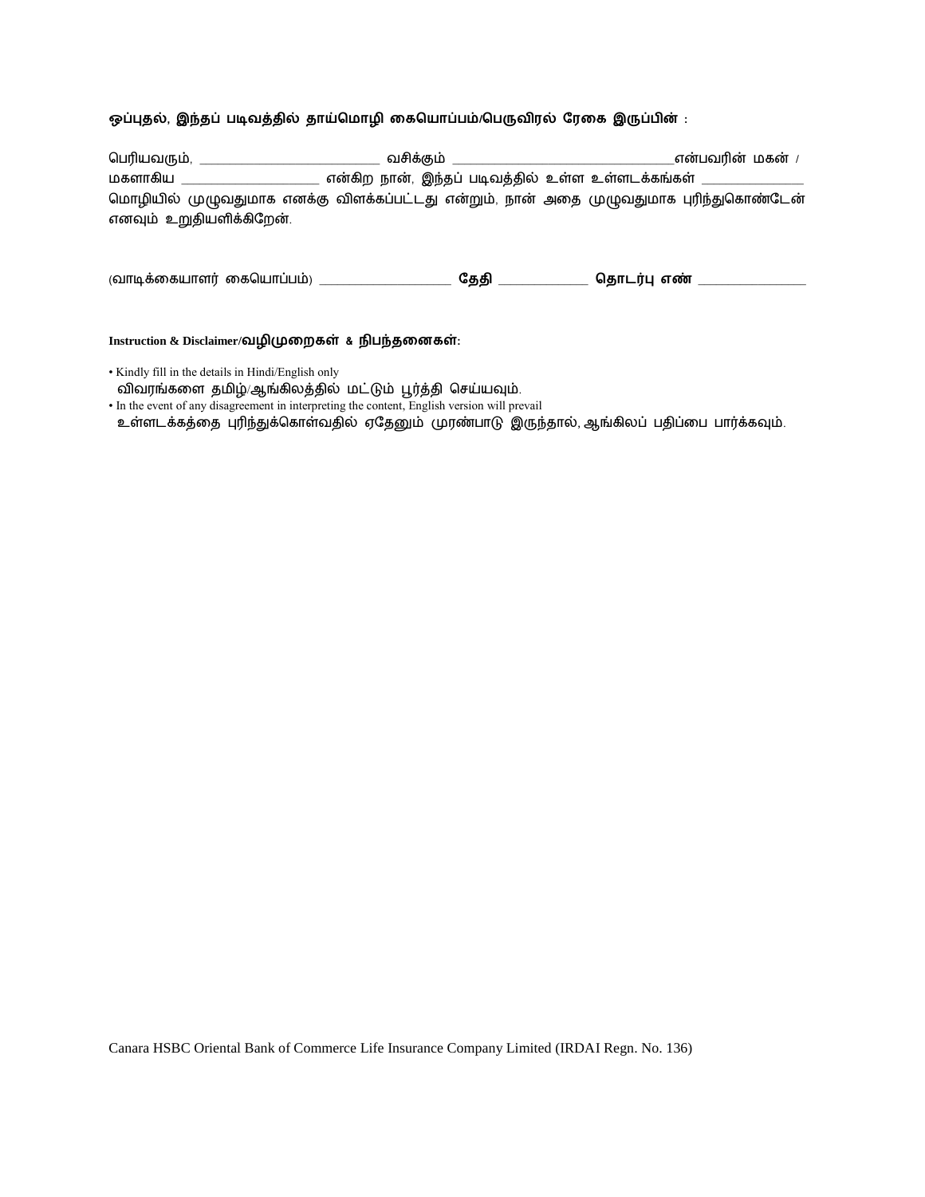**ஒப்புதல், இந்தப் படிவத்தில் தாய்மொழி கையொப்பம்/பெருவிரல் ரேகை இருப்பின் :**

பெரியவரும், ________________________ வசிக்கும் ______________________________என்பவரின் மகன் / மகளாகிய ___________________ என்கிற நான், இந்தப் படிவத்தில் உள்ள உள்ளடக்கங்கள் ______________ மொழியில் முழுவதுமாக எனக்கு விளக்கப்பட்டது என்றும், நான் அதை முழுவதுமாக புரிந்துகொண்டேன் எனவும் உறுதியளிக்கிறேன்.

(வாடிக்கையாளர் கையொப்பம்) __________________ **தேதி** ____________ **தொடர்பு எண்** ______________

**Instruction & Disclaimer/வழிமுறைகள் & நிபந்தனைகள்:**

- Kindly fill in the details in Hindi/English only
  விவரங்களை தமிழ்/ஆங்கிலத்தில் மட்டும் பூர்த்தி செய்யவும்.
- In the event of any disagreement in interpreting the content, English version will prevail
  உள்ளடக்கத்தை புரிந்துக்கொள்வதில் ஏதேனும் முரண்பாடு இருந்தால், ஆங்கிலப் பதிப்பை பார்க்கவும்.

Canara HSBC Oriental Bank of Commerce Life Insurance Company Limited (IRDAI Regn. No. 136)